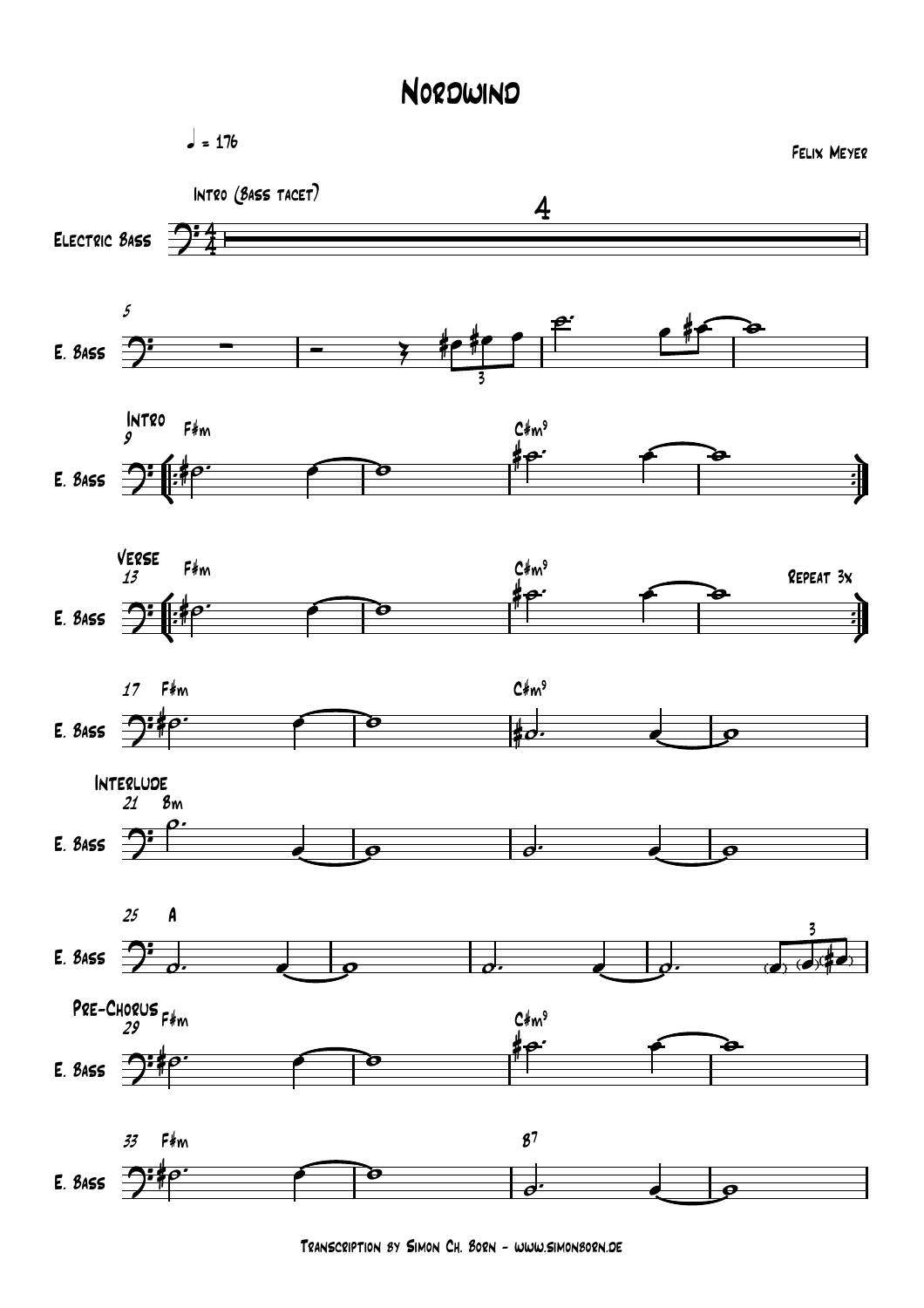# Nordwind

♩ = 176

Felix Meyer

Intro (Bass tacet)

Electric Bass

4

5

E. Bass

Intro
9 F♯m C♯m9

E. Bass

Verse
13 F♯m C♯m9 Repeat 3x

E. Bass

17 F♯m C♯m9

E. Bass

Interlude
21 Bm

E. Bass

25 A

E. Bass

3

Pre-Chorus
29 F♯m C♯m9

E. Bass

33 F♯m B7

E. Bass

Transcription by Simon Ch. Born - www.simonborn.de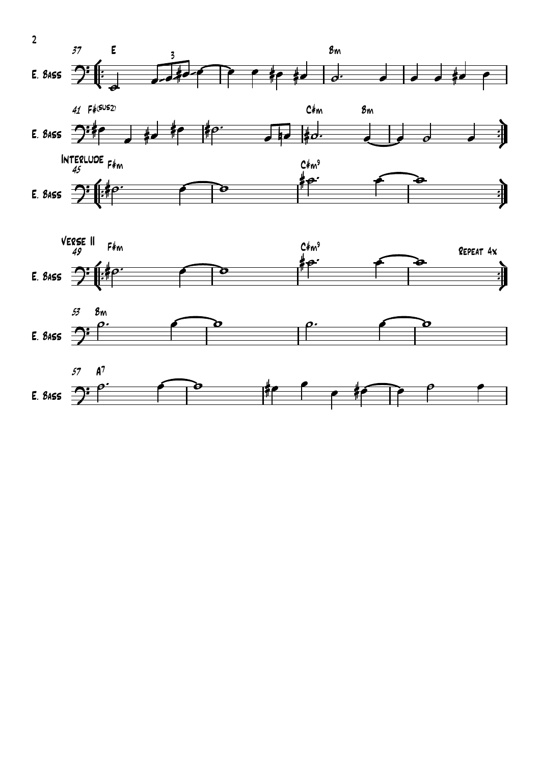E. Bass

37 E — Bm

41 F♯(sus2) — C♯m — Bm

Interlude

45 F♯m — C♯m9

Verse II

49 F♯m — C♯m9 — Repeat 4x

53 Bm

57 A7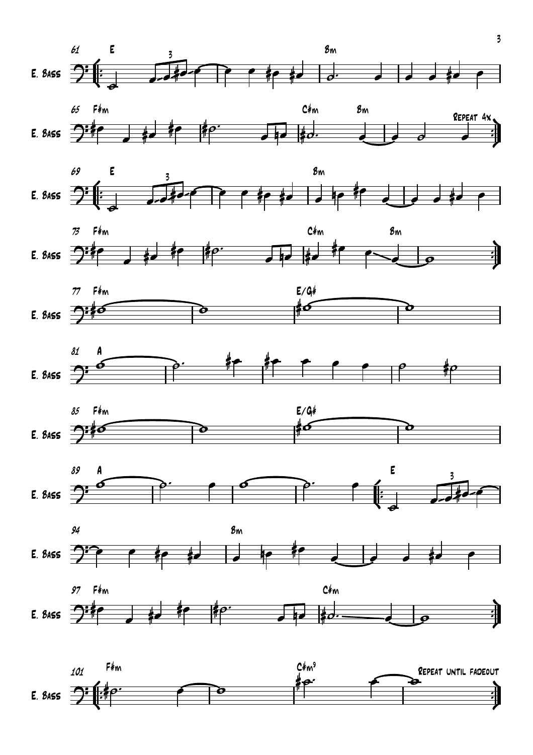61 E Bm

E. Bass

65 F#m C#m Bm

E. Bass

Repeat 4x

69 E Bm

E. Bass

73 F#m C#m Bm

E. Bass

77 F#m E/G#

E. Bass

81 A

E. Bass

85 F#m E/G#

E. Bass

89 A E

E. Bass

94 Bm

E. Bass

97 F#m C#m

E. Bass

101 F#m C#m9

E. Bass

Repeat until fadeout